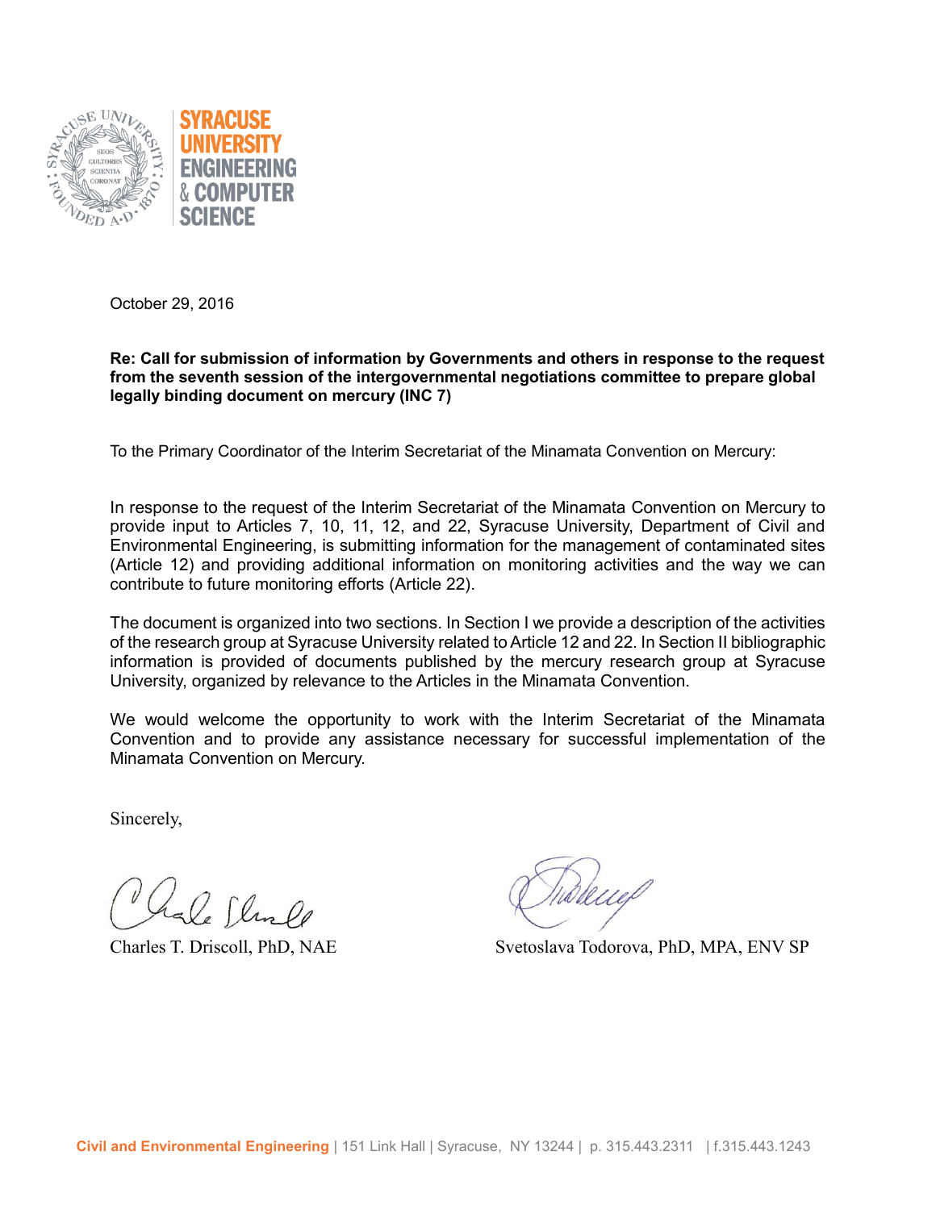SYRACUSE UNIVERSITY ENGINEERING & COMPUTER SCIENCE

October 29, 2016

**Re: Call for submission of information by Governments and others in response to the request from the seventh session of the intergovernmental negotiations committee to prepare global legally binding document on mercury (INC 7)**

To the Primary Coordinator of the Interim Secretariat of the Minamata Convention on Mercury:

In response to the request of the Interim Secretariat of the Minamata Convention on Mercury to provide input to Articles 7, 10, 11, 12, and 22, Syracuse University, Department of Civil and Environmental Engineering, is submitting information for the management of contaminated sites (Article 12) and providing additional information on monitoring activities and the way we can contribute to future monitoring efforts (Article 22).

The document is organized into two sections. In Section I we provide a description of the activities of the research group at Syracuse University related to Article 12 and 22. In Section II bibliographic information is provided of documents published by the mercury research group at Syracuse University, organized by relevance to the Articles in the Minamata Convention.

We would welcome the opportunity to work with the Interim Secretariat of the Minamata Convention and to provide any assistance necessary for successful implementation of the Minamata Convention on Mercury.

Sincerely,

Charles T. Driscoll, PhD, NAE

Svetoslava Todorova, PhD, MPA, ENV SP

**Civil and Environmental Engineering** | 151 Link Hall | Syracuse, NY 13244 | p. 315.443.2311 | f.315.443.1243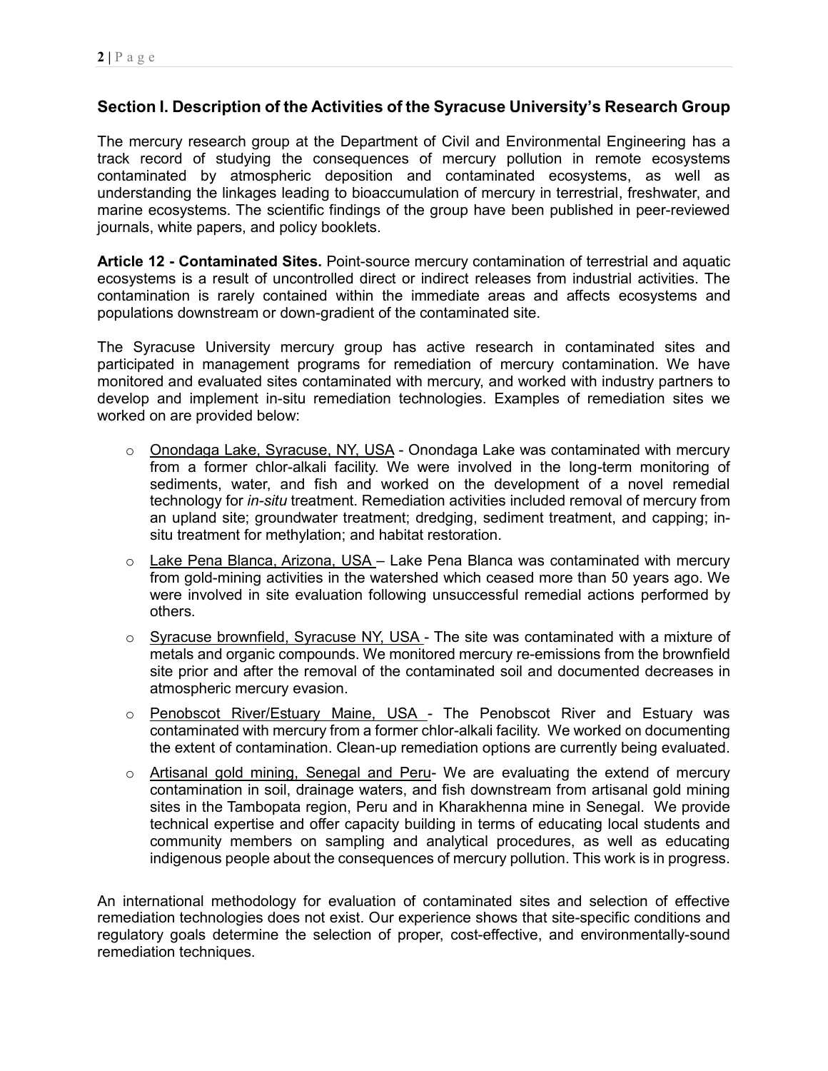## Section I. Description of the Activities of the Syracuse University's Research Group

The mercury research group at the Department of Civil and Environmental Engineering has a track record of studying the consequences of mercury pollution in remote ecosystems contaminated by atmospheric deposition and contaminated ecosystems, as well as understanding the linkages leading to bioaccumulation of mercury in terrestrial, freshwater, and marine ecosystems. The scientific findings of the group have been published in peer-reviewed journals, white papers, and policy booklets.

**Article 12 - Contaminated Sites.** Point-source mercury contamination of terrestrial and aquatic ecosystems is a result of uncontrolled direct or indirect releases from industrial activities. The contamination is rarely contained within the immediate areas and affects ecosystems and populations downstream or down-gradient of the contaminated site.

The Syracuse University mercury group has active research in contaminated sites and participated in management programs for remediation of mercury contamination. We have monitored and evaluated sites contaminated with mercury, and worked with industry partners to develop and implement in-situ remediation technologies. Examples of remediation sites we worked on are provided below:

- Onondaga Lake, Syracuse, NY, USA - Onondaga Lake was contaminated with mercury from a former chlor-alkali facility. We were involved in the long-term monitoring of sediments, water, and fish and worked on the development of a novel remedial technology for *in-situ* treatment. Remediation activities included removal of mercury from an upland site; groundwater treatment; dredging, sediment treatment, and capping; in-situ treatment for methylation; and habitat restoration.
- Lake Pena Blanca, Arizona, USA – Lake Pena Blanca was contaminated with mercury from gold-mining activities in the watershed which ceased more than 50 years ago. We were involved in site evaluation following unsuccessful remedial actions performed by others.
- Syracuse brownfield, Syracuse NY, USA - The site was contaminated with a mixture of metals and organic compounds. We monitored mercury re-emissions from the brownfield site prior and after the removal of the contaminated soil and documented decreases in atmospheric mercury evasion.
- Penobscot River/Estuary Maine, USA - The Penobscot River and Estuary was contaminated with mercury from a former chlor-alkali facility. We worked on documenting the extent of contamination. Clean-up remediation options are currently being evaluated.
- Artisanal gold mining, Senegal and Peru- We are evaluating the extend of mercury contamination in soil, drainage waters, and fish downstream from artisanal gold mining sites in the Tambopata region, Peru and in Kharakhenna mine in Senegal. We provide technical expertise and offer capacity building in terms of educating local students and community members on sampling and analytical procedures, as well as educating indigenous people about the consequences of mercury pollution. This work is in progress.

An international methodology for evaluation of contaminated sites and selection of effective remediation technologies does not exist. Our experience shows that site-specific conditions and regulatory goals determine the selection of proper, cost-effective, and environmentally-sound remediation techniques.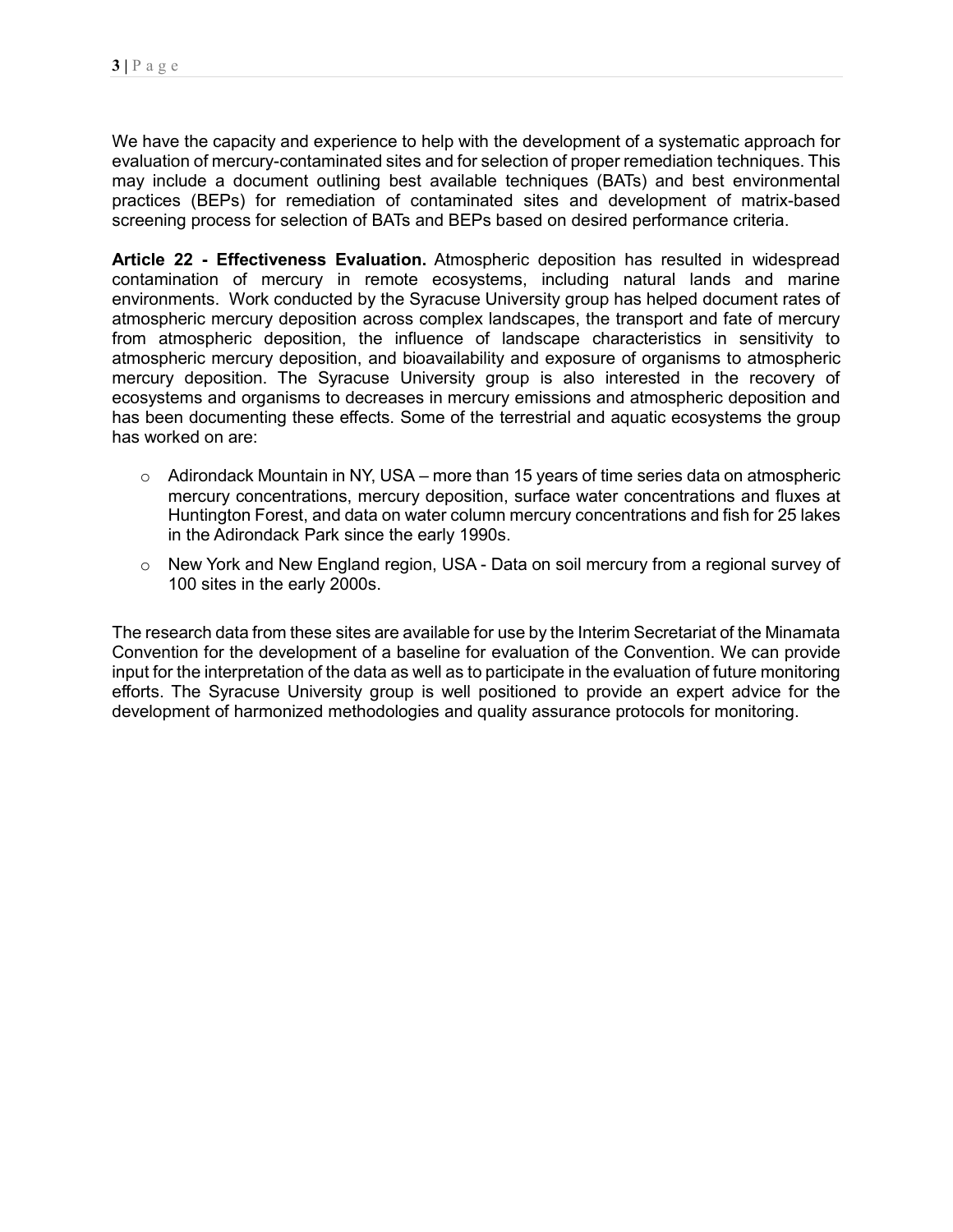We have the capacity and experience to help with the development of a systematic approach for evaluation of mercury-contaminated sites and for selection of proper remediation techniques. This may include a document outlining best available techniques (BATs) and best environmental practices (BEPs) for remediation of contaminated sites and development of matrix-based screening process for selection of BATs and BEPs based on desired performance criteria.

**Article 22 - Effectiveness Evaluation.** Atmospheric deposition has resulted in widespread contamination of mercury in remote ecosystems, including natural lands and marine environments. Work conducted by the Syracuse University group has helped document rates of atmospheric mercury deposition across complex landscapes, the transport and fate of mercury from atmospheric deposition, the influence of landscape characteristics in sensitivity to atmospheric mercury deposition, and bioavailability and exposure of organisms to atmospheric mercury deposition. The Syracuse University group is also interested in the recovery of ecosystems and organisms to decreases in mercury emissions and atmospheric deposition and has been documenting these effects. Some of the terrestrial and aquatic ecosystems the group has worked on are:

- Adirondack Mountain in NY, USA – more than 15 years of time series data on atmospheric mercury concentrations, mercury deposition, surface water concentrations and fluxes at Huntington Forest, and data on water column mercury concentrations and fish for 25 lakes in the Adirondack Park since the early 1990s.
- New York and New England region, USA - Data on soil mercury from a regional survey of 100 sites in the early 2000s.

The research data from these sites are available for use by the Interim Secretariat of the Minamata Convention for the development of a baseline for evaluation of the Convention. We can provide input for the interpretation of the data as well as to participate in the evaluation of future monitoring efforts. The Syracuse University group is well positioned to provide an expert advice for the development of harmonized methodologies and quality assurance protocols for monitoring.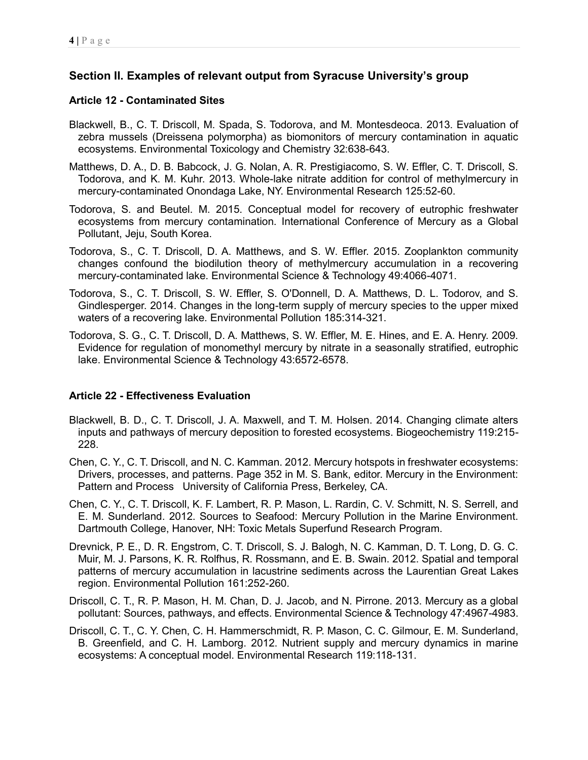## Section II. Examples of relevant output from Syracuse University's group

### Article 12 - Contaminated Sites

Blackwell, B., C. T. Driscoll, M. Spada, S. Todorova, and M. Montesdeoca. 2013. Evaluation of zebra mussels (Dreissena polymorpha) as biomonitors of mercury contamination in aquatic ecosystems. Environmental Toxicology and Chemistry 32:638-643.

Matthews, D. A., D. B. Babcock, J. G. Nolan, A. R. Prestigiacomo, S. W. Effler, C. T. Driscoll, S. Todorova, and K. M. Kuhr. 2013. Whole-lake nitrate addition for control of methylmercury in mercury-contaminated Onondaga Lake, NY. Environmental Research 125:52-60.

Todorova, S. and Beutel. M. 2015. Conceptual model for recovery of eutrophic freshwater ecosystems from mercury contamination. International Conference of Mercury as a Global Pollutant, Jeju, South Korea.

Todorova, S., C. T. Driscoll, D. A. Matthews, and S. W. Effler. 2015. Zooplankton community changes confound the biodilution theory of methylmercury accumulation in a recovering mercury-contaminated lake. Environmental Science & Technology 49:4066-4071.

Todorova, S., C. T. Driscoll, S. W. Effler, S. O'Donnell, D. A. Matthews, D. L. Todorov, and S. Gindlesperger. 2014. Changes in the long-term supply of mercury species to the upper mixed waters of a recovering lake. Environmental Pollution 185:314-321.

Todorova, S. G., C. T. Driscoll, D. A. Matthews, S. W. Effler, M. E. Hines, and E. A. Henry. 2009. Evidence for regulation of monomethyl mercury by nitrate in a seasonally stratified, eutrophic lake. Environmental Science & Technology 43:6572-6578.

### Article 22 - Effectiveness Evaluation

Blackwell, B. D., C. T. Driscoll, J. A. Maxwell, and T. M. Holsen. 2014. Changing climate alters inputs and pathways of mercury deposition to forested ecosystems. Biogeochemistry 119:215-228.

Chen, C. Y., C. T. Driscoll, and N. C. Kamman. 2012. Mercury hotspots in freshwater ecosystems: Drivers, processes, and patterns. Page 352 in M. S. Bank, editor. Mercury in the Environment: Pattern and Process University of California Press, Berkeley, CA.

Chen, C. Y., C. T. Driscoll, K. F. Lambert, R. P. Mason, L. Rardin, C. V. Schmitt, N. S. Serrell, and E. M. Sunderland. 2012. Sources to Seafood: Mercury Pollution in the Marine Environment. Dartmouth College, Hanover, NH: Toxic Metals Superfund Research Program.

Drevnick, P. E., D. R. Engstrom, C. T. Driscoll, S. J. Balogh, N. C. Kamman, D. T. Long, D. G. C. Muir, M. J. Parsons, K. R. Rolfhus, R. Rossmann, and E. B. Swain. 2012. Spatial and temporal patterns of mercury accumulation in lacustrine sediments across the Laurentian Great Lakes region. Environmental Pollution 161:252-260.

Driscoll, C. T., R. P. Mason, H. M. Chan, D. J. Jacob, and N. Pirrone. 2013. Mercury as a global pollutant: Sources, pathways, and effects. Environmental Science & Technology 47:4967-4983.

Driscoll, C. T., C. Y. Chen, C. H. Hammerschmidt, R. P. Mason, C. C. Gilmour, E. M. Sunderland, B. Greenfield, and C. H. Lamborg. 2012. Nutrient supply and mercury dynamics in marine ecosystems: A conceptual model. Environmental Research 119:118-131.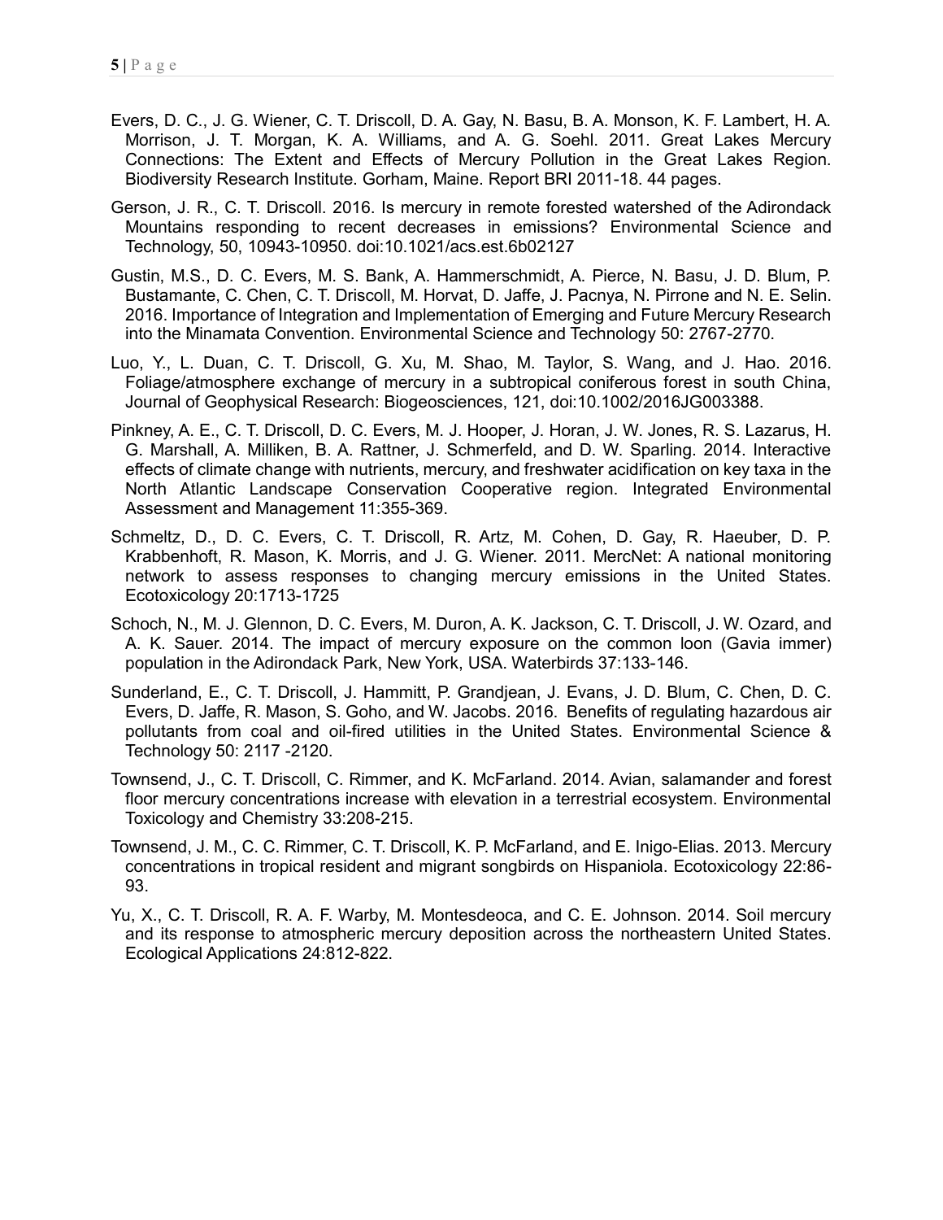Evers, D. C., J. G. Wiener, C. T. Driscoll, D. A. Gay, N. Basu, B. A. Monson, K. F. Lambert, H. A. Morrison, J. T. Morgan, K. A. Williams, and A. G. Soehl. 2011. Great Lakes Mercury Connections: The Extent and Effects of Mercury Pollution in the Great Lakes Region. Biodiversity Research Institute. Gorham, Maine. Report BRI 2011-18. 44 pages.

Gerson, J. R., C. T. Driscoll. 2016. Is mercury in remote forested watershed of the Adirondack Mountains responding to recent decreases in emissions? Environmental Science and Technology, 50, 10943-10950. doi:10.1021/acs.est.6b02127

Gustin, M.S., D. C. Evers, M. S. Bank, A. Hammerschmidt, A. Pierce, N. Basu, J. D. Blum, P. Bustamante, C. Chen, C. T. Driscoll, M. Horvat, D. Jaffe, J. Pacnya, N. Pirrone and N. E. Selin. 2016. Importance of Integration and Implementation of Emerging and Future Mercury Research into the Minamata Convention. Environmental Science and Technology 50: 2767-2770.

Luo, Y., L. Duan, C. T. Driscoll, G. Xu, M. Shao, M. Taylor, S. Wang, and J. Hao. 2016. Foliage/atmosphere exchange of mercury in a subtropical coniferous forest in south China, Journal of Geophysical Research: Biogeosciences, 121, doi:10.1002/2016JG003388.

Pinkney, A. E., C. T. Driscoll, D. C. Evers, M. J. Hooper, J. Horan, J. W. Jones, R. S. Lazarus, H. G. Marshall, A. Milliken, B. A. Rattner, J. Schmerfeld, and D. W. Sparling. 2014. Interactive effects of climate change with nutrients, mercury, and freshwater acidification on key taxa in the North Atlantic Landscape Conservation Cooperative region. Integrated Environmental Assessment and Management 11:355-369.

Schmeltz, D., D. C. Evers, C. T. Driscoll, R. Artz, M. Cohen, D. Gay, R. Haeuber, D. P. Krabbenhoft, R. Mason, K. Morris, and J. G. Wiener. 2011. MercNet: A national monitoring network to assess responses to changing mercury emissions in the United States. Ecotoxicology 20:1713-1725

Schoch, N., M. J. Glennon, D. C. Evers, M. Duron, A. K. Jackson, C. T. Driscoll, J. W. Ozard, and A. K. Sauer. 2014. The impact of mercury exposure on the common loon (Gavia immer) population in the Adirondack Park, New York, USA. Waterbirds 37:133-146.

Sunderland, E., C. T. Driscoll, J. Hammitt, P. Grandjean, J. Evans, J. D. Blum, C. Chen, D. C. Evers, D. Jaffe, R. Mason, S. Goho, and W. Jacobs. 2016. Benefits of regulating hazardous air pollutants from coal and oil-fired utilities in the United States. Environmental Science & Technology 50: 2117 -2120.

Townsend, J., C. T. Driscoll, C. Rimmer, and K. McFarland. 2014. Avian, salamander and forest floor mercury concentrations increase with elevation in a terrestrial ecosystem. Environmental Toxicology and Chemistry 33:208-215.

Townsend, J. M., C. C. Rimmer, C. T. Driscoll, K. P. McFarland, and E. Inigo-Elias. 2013. Mercury concentrations in tropical resident and migrant songbirds on Hispaniola. Ecotoxicology 22:86-93.

Yu, X., C. T. Driscoll, R. A. F. Warby, M. Montesdeoca, and C. E. Johnson. 2014. Soil mercury and its response to atmospheric mercury deposition across the northeastern United States. Ecological Applications 24:812-822.